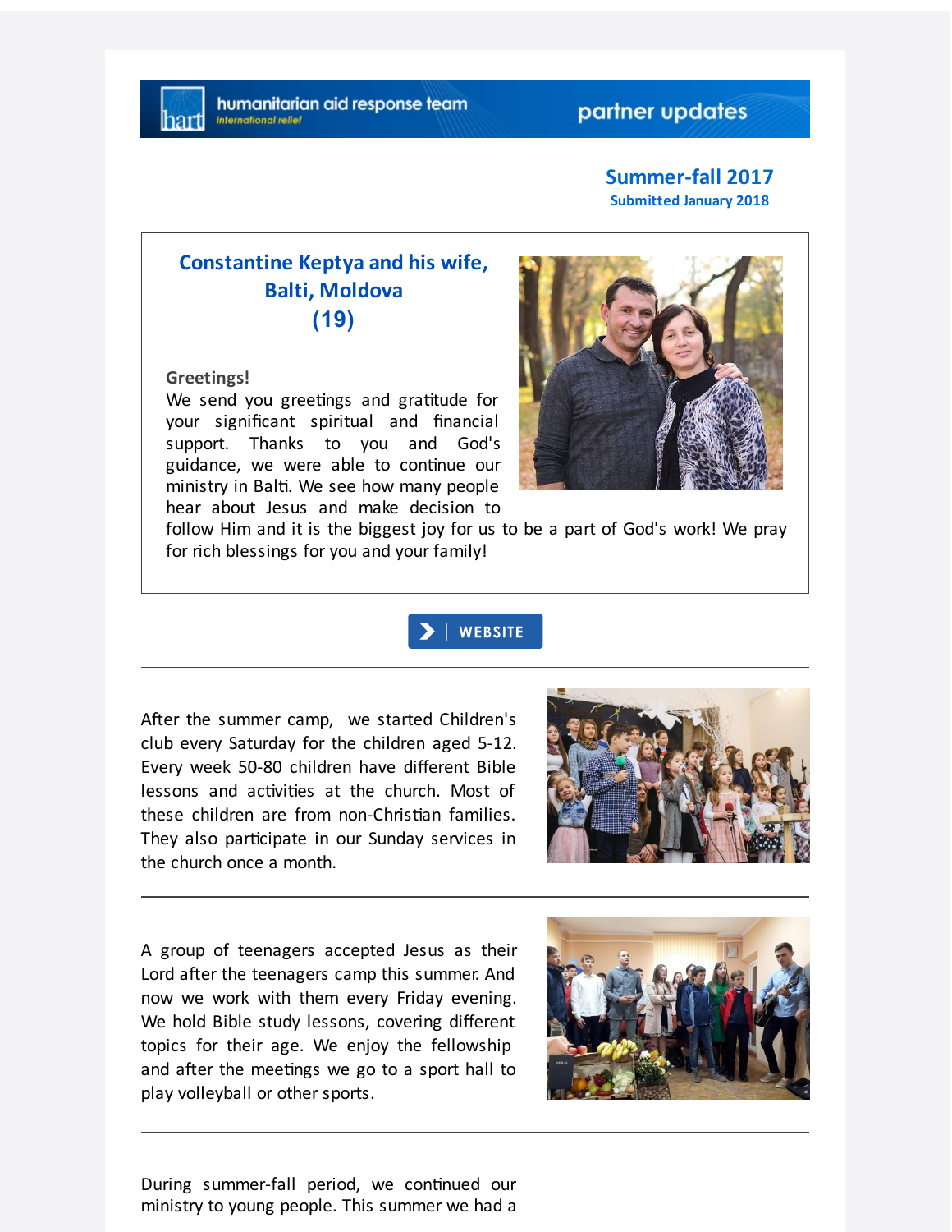humanitarian aid response team

international relief

partner updates

**Summer-fall 2017**
**Submitted January 2018**

## Constantine Keptya and his wife, Balti, Moldova (19)

**Greetings!**
We send you greetings and gratitude for your significant spiritual and financial support. Thanks to you and God's guidance, we were able to continue our ministry in Balti. We see how many people hear about Jesus and make decision to follow Him and it is the biggest joy for us to be a part of God's work! We pray for rich blessings for you and your family!

WEBSITE

---

After the summer camp, we started Children's club every Saturday for the children aged 5-12. Every week 50-80 children have different Bible lessons and activities at the church. Most of these children are from non-Christian families. They also participate in our Sunday services in the church once a month.

---

A group of teenagers accepted Jesus as their Lord after the teenagers camp this summer. And now we work with them every Friday evening. We hold Bible study lessons, covering different topics for their age. We enjoy the fellowship and after the meetings we go to a sport hall to play volleyball or other sports.

---

During summer-fall period, we continued our ministry to young people. This summer we had a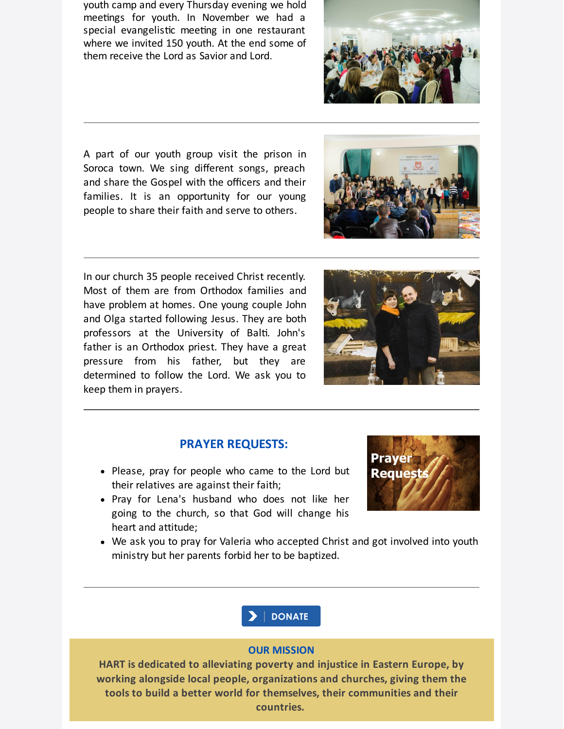youth camp and every Thursday evening we hold meetings for youth. In November we had a special evangelistic meeting in one restaurant where we invited 150 youth. At the end some of them receive the Lord as Savior and Lord.

---

A part of our youth group visit the prison in Soroca town. We sing different songs, preach and share the Gospel with the officers and their families. It is an opportunity for our young people to share their faith and serve to others.

---

In our church 35 people received Christ recently. Most of them are from Orthodox families and have problem at homes. One young couple John and Olga started following Jesus. They are both professors at the University of Balti. John's father is an Orthodox priest. They have a great pressure from his father, but they are determined to follow the Lord. We ask you to keep them in prayers.

---

## PRAYER REQUESTS:

- Please, pray for people who came to the Lord but their relatives are against their faith;
- Pray for Lena's husband who does not like her going to the church, so that God will change his heart and attitude;
- We ask you to pray for Valeria who accepted Christ and got involved into youth ministry but her parents forbid her to be baptized.

---

DONATE

## OUR MISSION

**HART is dedicated to alleviating poverty and injustice in Eastern Europe, by working alongside local people, organizations and churches, giving them the tools to build a better world for themselves, their communities and their countries.**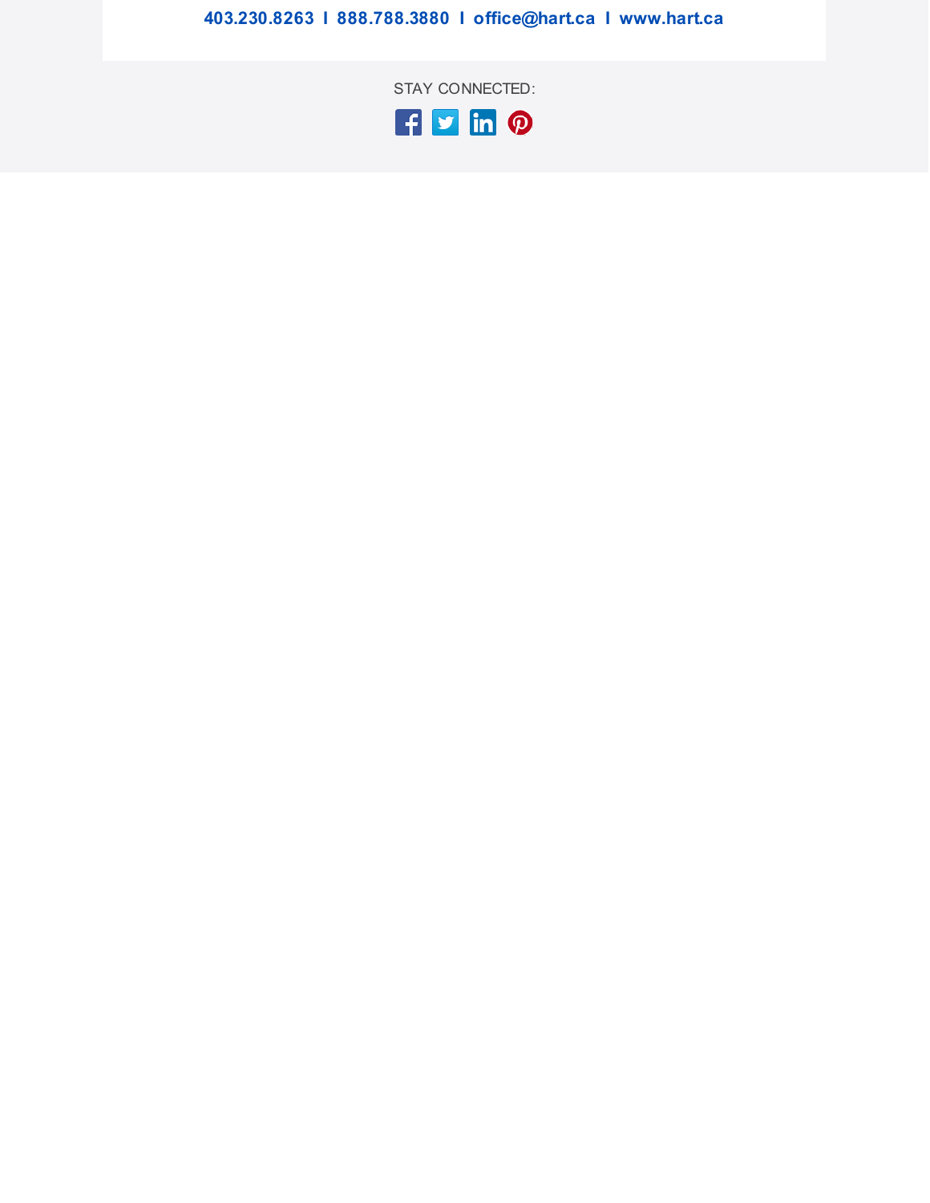**403.230.8263 I 888.788.3880 I office@hart.ca I www.hart.ca**

STAY CONNECTED: